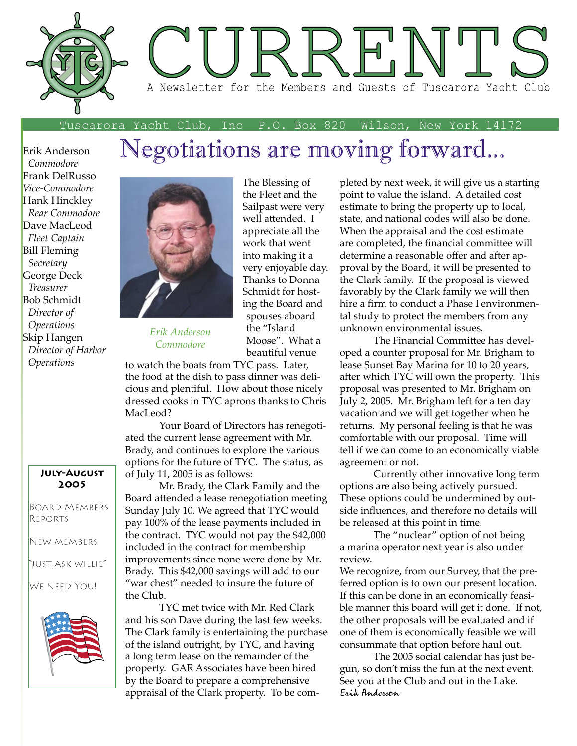# CURRENTS

A Newsletter for the Members and Guests of Tuscarora Yacht Club

Tuscarora Yacht Club, Inc P.O. Box 820 Wilson, New York 14172

Erik Anderson
*Commodore*
Frank DelRusso
*Vice-Commodore*
Hank Hinckley
*Rear Commodore*
Dave MacLeod
*Fleet Captain*
Bill Fleming
*Secretary*
George Deck
*Treasurer*
Bob Schmidt
*Director of Operations*
Skip Hangen
*Director of Harbor Operations*

**July-August 2005**

Board Members Reports

New members

"Just Ask Willie"

We need You!

## Negotiations are moving forward...

*Erik Anderson*
*Commodore*

The Blessing of the Fleet and the Sailpast were very well attended. I appreciate all the work that went into making it a very enjoyable day. Thanks to Donna Schmidt for hosting the Board and spouses aboard the "Island Moose". What a beautiful venue to watch the boats from TYC pass. Later, the food at the dish to pass dinner was delicious and plentiful. How about those nicely dressed cooks in TYC aprons thanks to Chris MacLeod?

Your Board of Directors has renegotiated the current lease agreement with Mr. Brady, and continues to explore the various options for the future of TYC. The status, as of July 11, 2005 is as follows:

Mr. Brady, the Clark Family and the Board attended a lease renegotiation meeting Sunday July 10. We agreed that TYC would pay 100% of the lease payments included in the contract. TYC would not pay the $42,000 included in the contract for membership improvements since none were done by Mr. Brady. This $42,000 savings will add to our "war chest" needed to insure the future of the Club.

TYC met twice with Mr. Red Clark and his son Dave during the last few weeks. The Clark family is entertaining the purchase of the island outright, by TYC, and having a long term lease on the remainder of the property. GAR Associates have been hired by the Board to prepare a comprehensive appraisal of the Clark property. To be completed by next week, it will give us a starting point to value the island. A detailed cost estimate to bring the property up to local, state, and national codes will also be done. When the appraisal and the cost estimate are completed, the financial committee will determine a reasonable offer and after approval by the Board, it will be presented to the Clark family. If the proposal is viewed favorably by the Clark family we will then hire a firm to conduct a Phase I environmental study to protect the members from any unknown environmental issues.

The Financial Committee has developed a counter proposal for Mr. Brigham to lease Sunset Bay Marina for 10 to 20 years, after which TYC will own the property. This proposal was presented to Mr. Brigham on July 2, 2005. Mr. Brigham left for a ten day vacation and we will get together when he returns. My personal feeling is that he was comfortable with our proposal. Time will tell if we can come to an economically viable agreement or not.

Currently other innovative long term options are also being actively pursued. These options could be undermined by outside influences, and therefore no details will be released at this point in time.

The "nuclear" option of not being a marina operator next year is also under review.

We recognize, from our Survey, that the preferred option is to own our present location. If this can be done in an economically feasible manner this board will get it done. If not, the other proposals will be evaluated and if one of them is economically feasible we will consummate that option before haul out.

The 2005 social calendar has just begun, so don't miss the fun at the next event. See you at the Club and out in the Lake.

*Erik Anderson*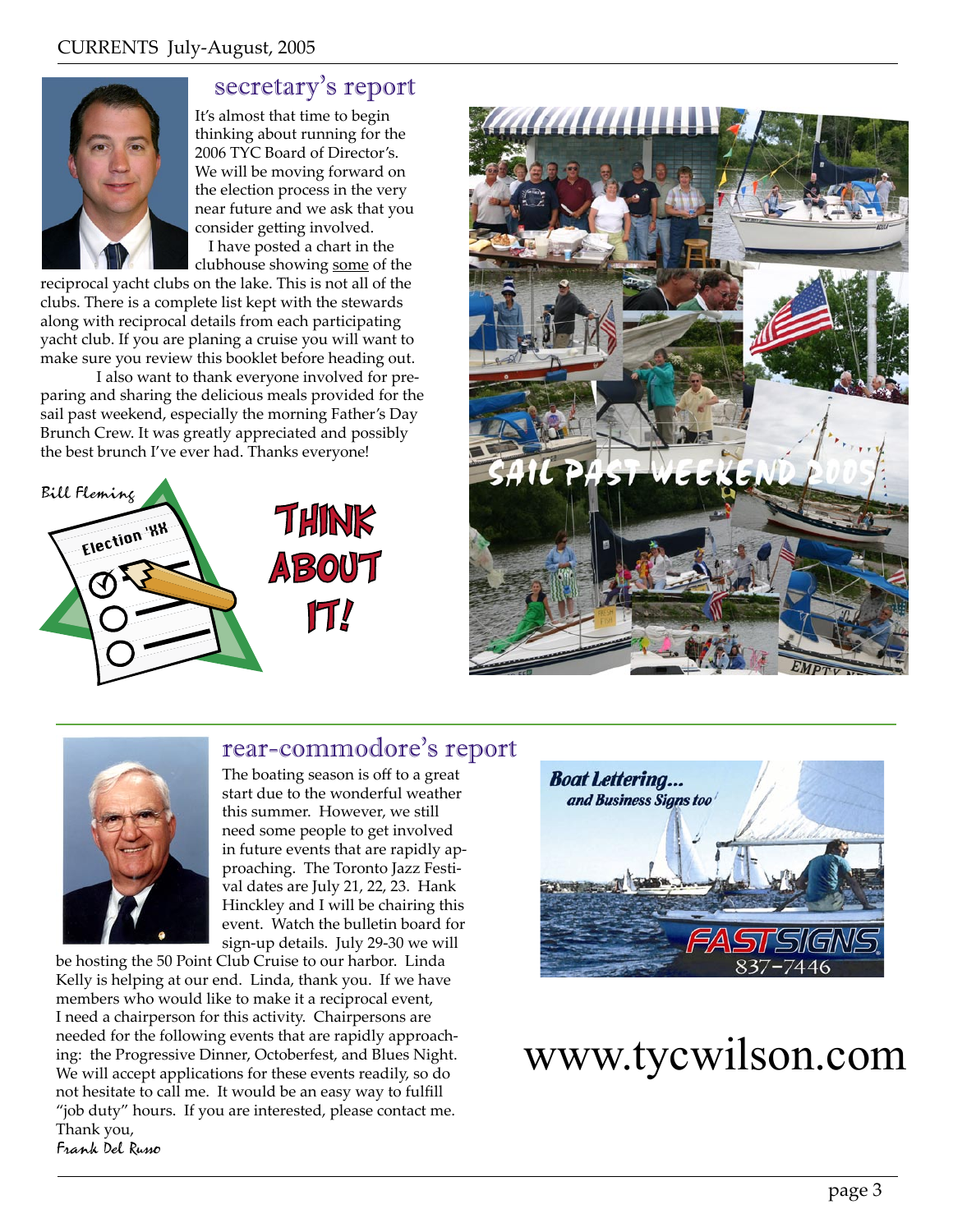## secretary's report

It's almost that time to begin thinking about running for the 2006 TYC Board of Director's. We will be moving forward on the election process in the very near future and we ask that you consider getting involved.

I have posted a chart in the clubhouse showing some of the reciprocal yacht clubs on the lake. This is not all of the clubs. There is a complete list kept with the stewards along with reciprocal details from each participating yacht club. If you are planing a cruise you will want to make sure you review this booklet before heading out.

I also want to thank everyone involved for preparing and sharing the delicious meals provided for the sail past weekend, especially the morning Father's Day Brunch Crew. It was greatly appreciated and possibly the best brunch I've ever had. Thanks everyone!

*Bill Fleming*

Election 'XX

THINK ABOUT IT!

SAIL PAST WEEKEND 2005

## rear-commodore's report

The boating season is off to a great start due to the wonderful weather this summer. However, we still need some people to get involved in future events that are rapidly approaching. The Toronto Jazz Festival dates are July 21, 22, 23. Hank Hinckley and I will be chairing this event. Watch the bulletin board for sign-up details. July 29-30 we will be hosting the 50 Point Club Cruise to our harbor. Linda Kelly is helping at our end. Linda, thank you. If we have members who would like to make it a reciprocal event, I need a chairperson for this activity. Chairpersons are needed for the following events that are rapidly approaching: the Progressive Dinner, Octoberfest, and Blues Night. We will accept applications for these events readily, so do not hesitate to call me. It would be an easy way to fulfill "job duty" hours. If you are interested, please contact me.

Thank you,

*Frank Del Russo*

**Boat Lettering...** *and Business Signs too*

FASTSIGNS 837-7446

www.tycwilson.com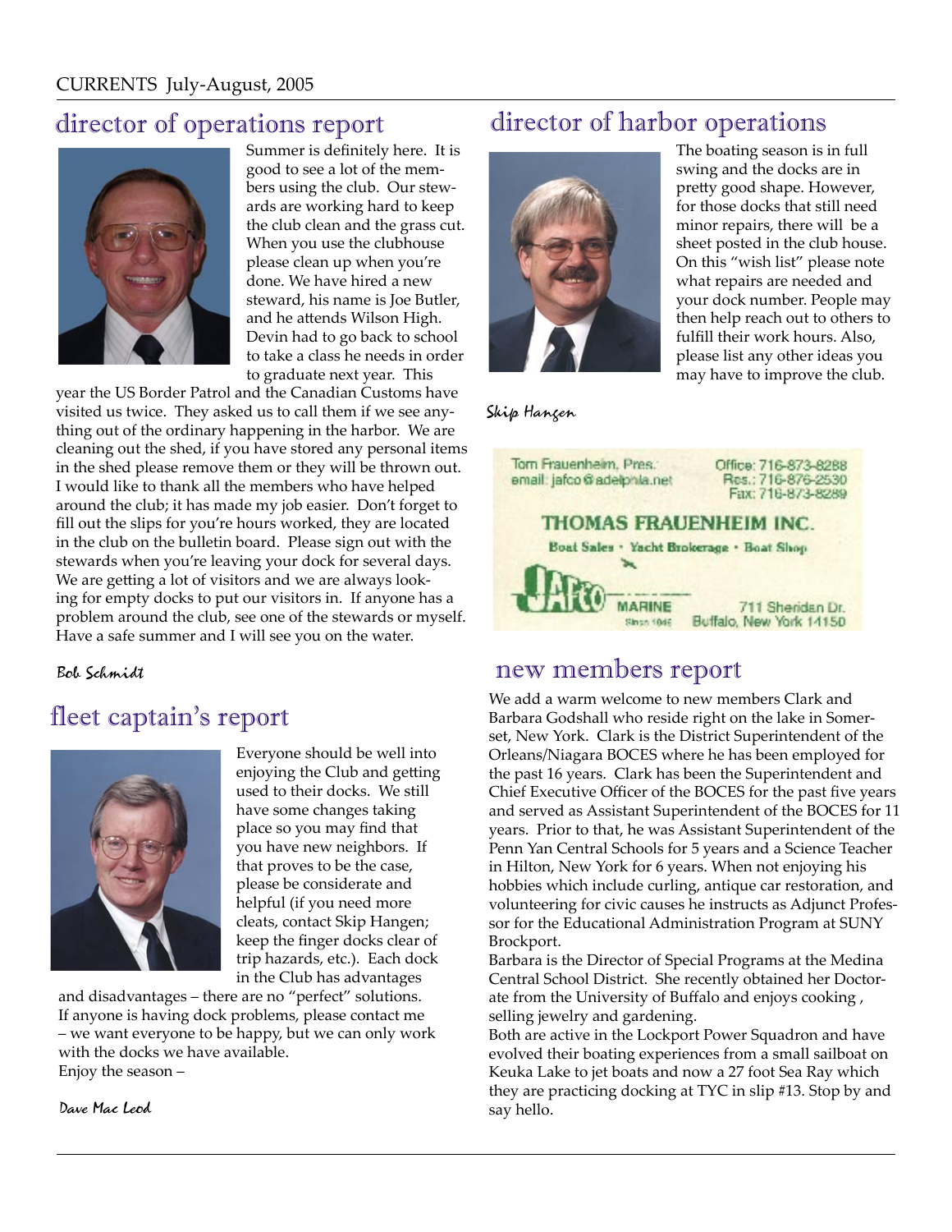## director of operations report

Summer is definitely here. It is good to see a lot of the members using the club. Our stewards are working hard to keep the club clean and the grass cut. When you use the clubhouse please clean up when you're done. We have hired a new steward, his name is Joe Butler, and he attends Wilson High. Devin had to go back to school to take a class he needs in order to graduate next year. This year the US Border Patrol and the Canadian Customs have visited us twice. They asked us to call them if we see anything out of the ordinary happening in the harbor. We are cleaning out the shed, if you have stored any personal items in the shed please remove them or they will be thrown out. I would like to thank all the members who have helped around the club; it has made my job easier. Don't forget to fill out the slips for you're hours worked, they are located in the club on the bulletin board. Please sign out with the stewards when you're leaving your dock for several days. We are getting a lot of visitors and we are always looking for empty docks to put our visitors in. If anyone has a problem around the club, see one of the stewards or myself. Have a safe summer and I will see you on the water.

*Bob Schmidt*

## fleet captain's report

Everyone should be well into enjoying the Club and getting used to their docks. We still have some changes taking place so you may find that you have new neighbors. If that proves to be the case, please be considerate and helpful (if you need more cleats, contact Skip Hangen; keep the finger docks clear of trip hazards, etc.). Each dock in the Club has advantages and disadvantages – there are no "perfect" solutions. If anyone is having dock problems, please contact me – we want everyone to be happy, but we can only work with the docks we have available.
Enjoy the season –

*Dave Mac Leod*

## director of harbor operations

The boating season is in full swing and the docks are in pretty good shape. However, for those docks that still need minor repairs, there will be a sheet posted in the club house. On this "wish list" please note what repairs are needed and your dock number. People may then help reach out to others to fulfill their work hours. Also, please list any other ideas you may have to improve the club.

*Skip Hangen*

Tom Frauenheim, Pres.
email: jafco@adelphia.net

Office: 716-873-8288
Res.: 716-876-2530
Fax: 716-873-8289

**THOMAS FRAUENHEIM INC.**

Boat Sales • Yacht Brokerage • Boat Shop

JAFCO MARINE Since 1946

711 Sheridan Dr.
Buffalo, New York 14150

## new members report

We add a warm welcome to new members Clark and Barbara Godshall who reside right on the lake in Somerset, New York. Clark is the District Superintendent of the Orleans/Niagara BOCES where he has been employed for the past 16 years. Clark has been the Superintendent and Chief Executive Officer of the BOCES for the past five years and served as Assistant Superintendent of the BOCES for 11 years. Prior to that, he was Assistant Superintendent of the Penn Yan Central Schools for 5 years and a Science Teacher in Hilton, New York for 6 years. When not enjoying his hobbies which include curling, antique car restoration, and volunteering for civic causes he instructs as Adjunct Professor for the Educational Administration Program at SUNY Brockport.

Barbara is the Director of Special Programs at the Medina Central School District. She recently obtained her Doctorate from the University of Buffalo and enjoys cooking , selling jewelry and gardening.

Both are active in the Lockport Power Squadron and have evolved their boating experiences from a small sailboat on Keuka Lake to jet boats and now a 27 foot Sea Ray which they are practicing docking at TYC in slip #13. Stop by and say hello.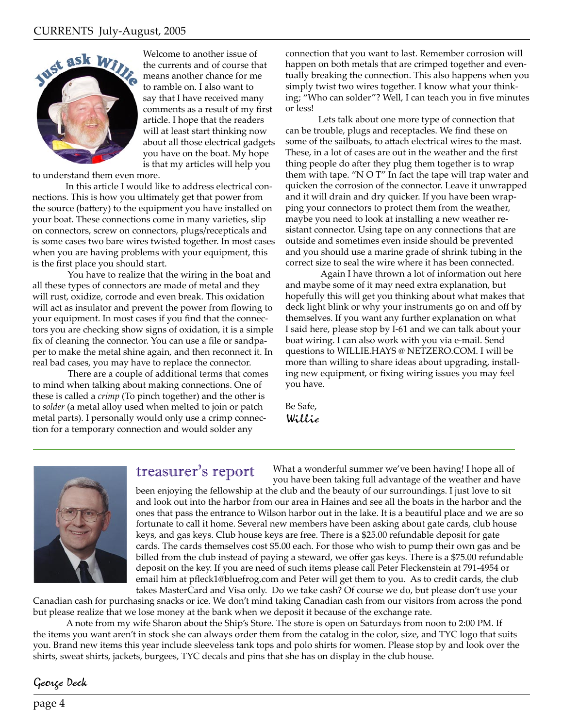## Just ask Willie

Welcome to another issue of the currents and of course that means another chance for me to ramble on. I also want to say that I have received many comments as a result of my first article. I hope that the readers will at least start thinking now about all those electrical gadgets you have on the boat. My hope is that my articles will help you to understand them even more.

In this article I would like to address electrical connections. This is how you ultimately get that power from the source (battery) to the equipment you have installed on your boat. These connections come in many varieties, slip on connectors, screw on connectors, plugs/recepticals and is some cases two bare wires twisted together. In most cases when you are having problems with your equipment, this is the first place you should start.

You have to realize that the wiring in the boat and all these types of connectors are made of metal and they will rust, oxidize, corrode and even break. This oxidation will act as insulator and prevent the power from flowing to your equipment. In most cases if you find that the connectors you are checking show signs of oxidation, it is a simple fix of cleaning the connector. You can use a file or sandpaper to make the metal shine again, and then reconnect it. In real bad cases, you may have to replace the connector.

There are a couple of additional terms that comes to mind when talking about making connections. One of these is called a *crimp* (To pinch together) and the other is to *solder* (a metal alloy used when melted to join or patch metal parts). I personally would only use a crimp connection for a temporary connection and would solder any connection that you want to last. Remember corrosion will happen on both metals that are crimped together and eventually breaking the connection. This also happens when you simply twist two wires together. I know what your thinking; "Who can solder"? Well, I can teach you in five minutes or less!

Lets talk about one more type of connection that can be trouble, plugs and receptacles. We find these on some of the sailboats, to attach electrical wires to the mast. These, in a lot of cases are out in the weather and the first thing people do after they plug them together is to wrap them with tape. "N O T" In fact the tape will trap water and quicken the corrosion of the connector. Leave it unwrapped and it will drain and dry quicker. If you have been wrapping your connectors to protect them from the weather, maybe you need to look at installing a new weather resistant connector. Using tape on any connections that are outside and sometimes even inside should be prevented and you should use a marine grade of shrink tubing in the correct size to seal the wire where it has been connected.

Again I have thrown a lot of information out here and maybe some of it may need extra explanation, but hopefully this will get you thinking about what makes that deck light blink or why your instruments go on and off by themselves. If you want any further explanation on what I said here, please stop by I-61 and we can talk about your boat wiring. I can also work with you via e-mail. Send questions to WILLIE.HAYS @ NETZERO.COM. I will be more than willing to share ideas about upgrading, installing new equipment, or fixing wiring issues you may feel you have.

Be Safe,
Willie

---

## treasurer's report

What a wonderful summer we've been having! I hope all of you have been taking full advantage of the weather and have been enjoying the fellowship at the club and the beauty of our surroundings. I just love to sit and look out into the harbor from our area in Haines and see all the boats in the harbor and the ones that pass the entrance to Wilson harbor out in the lake. It is a beautiful place and we are so fortunate to call it home. Several new members have been asking about gate cards, club house keys, and gas keys. Club house keys are free. There is a $25.00 refundable deposit for gate cards. The cards themselves cost $5.00 each. For those who wish to pump their own gas and be billed from the club instead of paying a steward, we offer gas keys. There is a $75.00 refundable deposit on the key. If you are need of such items please call Peter Fleckenstein at 791-4954 or email him at pfleck1@bluefrog.com and Peter will get them to you. As to credit cards, the club takes MasterCard and Visa only. Do we take cash? Of course we do, but please don't use your Canadian cash for purchasing snacks or ice. We don't mind taking Canadian cash from our visitors from across the pond but please realize that we lose money at the bank when we deposit it because of the exchange rate.

A note from my wife Sharon about the Ship's Store. The store is open on Saturdays from noon to 2:00 PM. If the items you want aren't in stock she can always order them from the catalog in the color, size, and TYC logo that suits you. Brand new items this year include sleeveless tank tops and polo shirts for women. Please stop by and look over the shirts, sweat shirts, jackets, burgees, TYC decals and pins that she has on display in the club house.

George Deck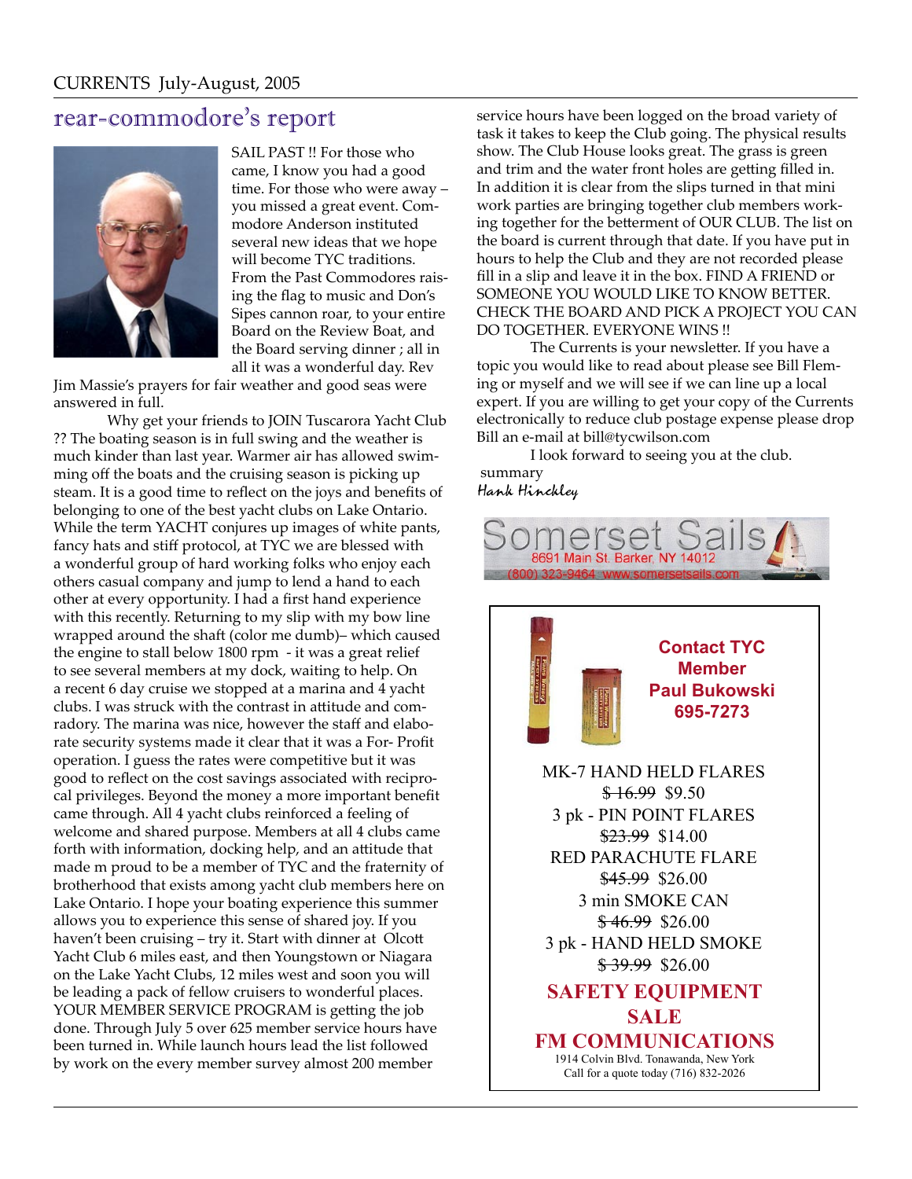## rear-commodore's report

SAIL PAST !! For those who came, I know you had a good time. For those who were away – you missed a great event. Commodore Anderson instituted several new ideas that we hope will become TYC traditions. From the Past Commodores raising the flag to music and Don's Sipes cannon roar, to your entire Board on the Review Boat, and the Board serving dinner ; all in all it was a wonderful day. Rev Jim Massie's prayers for fair weather and good seas were answered in full.

Why get your friends to JOIN Tuscarora Yacht Club ?? The boating season is in full swing and the weather is much kinder than last year. Warmer air has allowed swimming off the boats and the cruising season is picking up steam. It is a good time to reflect on the joys and benefits of belonging to one of the best yacht clubs on Lake Ontario. While the term YACHT conjures up images of white pants, fancy hats and stiff protocol, at TYC we are blessed with a wonderful group of hard working folks who enjoy each others casual company and jump to lend a hand to each other at every opportunity. I had a first hand experience with this recently. Returning to my slip with my bow line wrapped around the shaft (color me dumb)– which caused the engine to stall below 1800 rpm - it was a great relief to see several members at my dock, waiting to help. On a recent 6 day cruise we stopped at a marina and 4 yacht clubs. I was struck with the contrast in attitude and comradory. The marina was nice, however the staff and elaborate security systems made it clear that it was a For- Profit operation. I guess the rates were competitive but it was good to reflect on the cost savings associated with reciprocal privileges. Beyond the money a more important benefit came through. All 4 yacht clubs reinforced a feeling of welcome and shared purpose. Members at all 4 clubs came forth with information, docking help, and an attitude that made m proud to be a member of TYC and the fraternity of brotherhood that exists among yacht club members here on Lake Ontario. I hope your boating experience this summer allows you to experience this sense of shared joy. If you haven't been cruising – try it. Start with dinner at Olcott Yacht Club 6 miles east, and then Youngstown or Niagara on the Lake Yacht Clubs, 12 miles west and soon you will be leading a pack of fellow cruisers to wonderful places. YOUR MEMBER SERVICE PROGRAM is getting the job done. Through July 5 over 625 member service hours have been turned in. While launch hours lead the list followed by work on the every member survey almost 200 member service hours have been logged on the broad variety of task it takes to keep the Club going. The physical results show. The Club House looks great. The grass is green and trim and the water front holes are getting filled in. In addition it is clear from the slips turned in that mini work parties are bringing together club members working together for the betterment of OUR CLUB. The list on the board is current through that date. If you have put in hours to help the Club and they are not recorded please fill in a slip and leave it in the box. FIND A FRIEND or SOMEONE YOU WOULD LIKE TO KNOW BETTER. CHECK THE BOARD AND PICK A PROJECT YOU CAN DO TOGETHER. EVERYONE WINS !!

The Currents is your newsletter. If you have a topic you would like to read about please see Bill Fleming or myself and we will see if we can line up a local expert. If you are willing to get your copy of the Currents electronically to reduce club postage expense please drop Bill an e-mail at bill@tycwilson.com

I look forward to seeing you at the club.

summary

*Hank Hinckley*

---

Somerset Sails
8691 Main St. Barker, NY 14012
(800) 323-9464 www.somersetsails.com

---

**Contact TYC Member Paul Bukowski 695-7273**

MK-7 HAND HELD FLARES
~~$ 16.99~~ $9.50

3 pk - PIN POINT FLARES
~~$23.99~~ $14.00

RED PARACHUTE FLARE
~~$45.99~~ $26.00

3 min SMOKE CAN
~~$ 46.99~~ $26.00

3 pk - HAND HELD SMOKE
~~$ 39.99~~ $26.00

**SAFETY EQUIPMENT SALE**

**FM COMMUNICATIONS**

1914 Colvin Blvd. Tonawanda, New York
Call for a quote today (716) 832-2026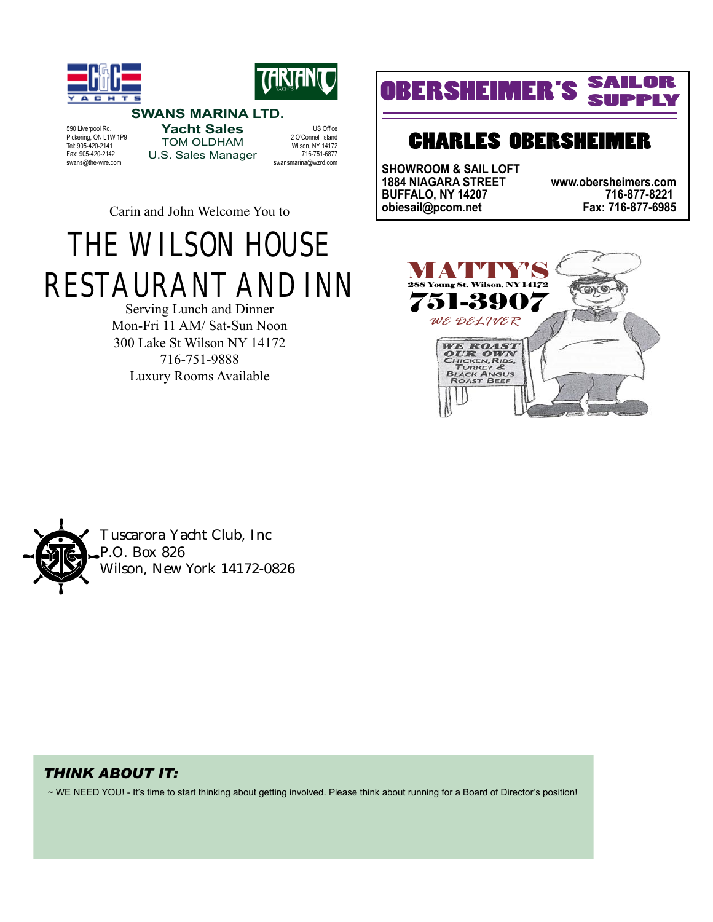C&C YACHTS

TARTAN YACHTS

**SWANS MARINA LTD.**

**Yacht Sales**

TOM OLDHAM

U.S. Sales Manager

590 Liverpool Rd.
Pickering, ON L1W 1P9
Tel: 905-420-2141
Fax: 905-420-2142
swans@the-wire.com

US Office
2 O'Connell Island
Wilson, NY 14172
716-751-6877
swansmarina@wzrd.com

**OBERSHEIMER'S SAILOR SUPPLY**

**CHARLES OBERSHEIMER**

**SHOWROOM & SAIL LOFT**
**1884 NIAGARA STREET**
**BUFFALO, NY 14207**
**obiesail@pcom.net**

**www.obersheimers.com**
**716-877-8221**
**Fax: 716-877-6985**

Carin and John Welcome You to

# THE WILSON HOUSE RESTAURANT AND INN

Serving Lunch and Dinner
Mon-Fri 11 AM/ Sat-Sun Noon
300 Lake St Wilson NY 14172
716-751-9888
Luxury Rooms Available

**MATTY'S**
288 Young St. Wilson, NY 14172
**751-3907**
*WE DELIVER*

WE ROAST OUR OWN
CHICKEN, RIBS,
TURKEY &
BLACK ANGUS
ROAST BEEF

Tuscarora Yacht Club, Inc
P.O. Box 826
Wilson, New York 14172-0826

### *THINK ABOUT IT:*

~ WE NEED YOU! - It's time to start thinking about getting involved. Please think about running for a Board of Director's position!